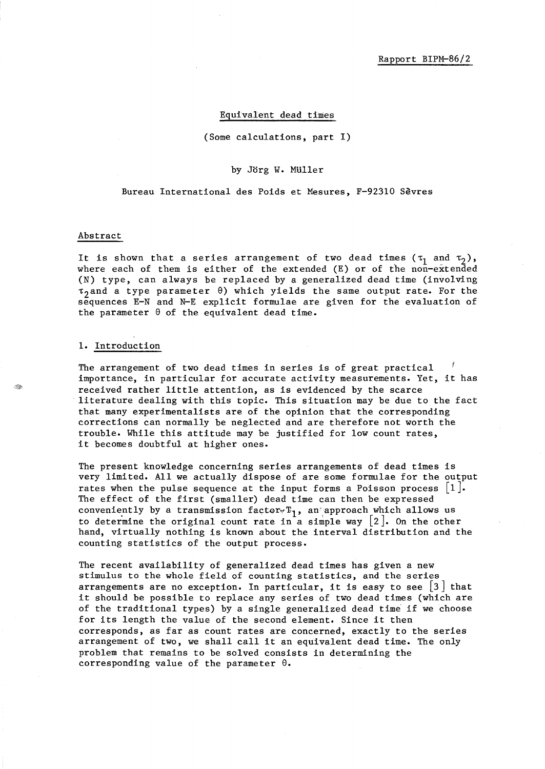Rapport BIPM-86/2

# Equivalent dead times

(Some calculations, part I)

by Jörg W. Müller

Bureau International des Poids et Mesures, F-92310 Sèvres

## Abstract

It is shown that a series arrangement of two dead times ($\tau_1$ and $\tau_2$), where each of them is either of the extended (E) or of the non-extended (N) type, can always be replaced by a generalized dead time (involving $\tau_2$ and a type parameter $\theta$) which yields the same output rate. For the sequences E-N and N-E explicit formulae are given for the evaluation of the parameter $\theta$ of the equivalent dead time.

## 1. Introduction

The arrangement of two dead times in series is of great practical importance, in particular for accurate activity measurements. Yet, it has received rather little attention, as is evidenced by the scarce literature dealing with this topic. This situation may be due to the fact that many experimentalists are of the opinion that the corresponding corrections can normally be neglected and are therefore not worth the trouble. While this attitude may be justified for low count rates, it becomes doubtful at higher ones.

The present knowledge concerning series arrangements of dead times is very limited. All we actually dispose of are some formulae for the output rates when the pulse sequence at the input forms a Poisson process [1]. The effect of the first (smaller) dead time can then be expressed conveniently by a transmission factor $T_1$, an approach which allows us to determine the original count rate in a simple way [2]. On the other hand, virtually nothing is known about the interval distribution and the counting statistics of the output process.

The recent availability of generalized dead times has given a new stimulus to the whole field of counting statistics, and the series arrangements are no exception. In particular, it is easy to see [3] that it should be possible to replace any series of two dead times (which are of the traditional types) by a single generalized dead time if we choose for its length the value of the second element. Since it then corresponds, as far as count rates are concerned, exactly to the series arrangement of two, we shall call it an equivalent dead time. The only problem that remains to be solved consists in determining the corresponding value of the parameter $\theta$.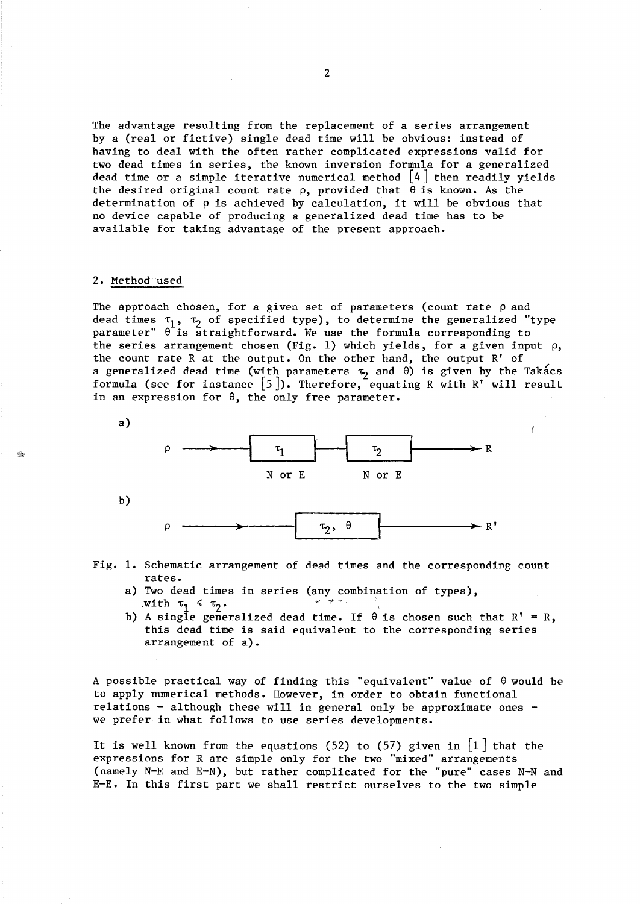The advantage resulting from the replacement of a series arrangement by a (real or fictive) single dead time will be obvious: instead of having to deal with the often rather complicated expressions valid for two dead times in series, the known inversion formula for a generalized dead time or a simple iterative numerical method [4] then readily yields the desired original count rate $\rho$, provided that $\theta$ is known. As the determination of $\rho$ is achieved by calculation, it will be obvious that no device capable of producing a generalized dead time has to be available for taking advantage of the present approach.

## 2. Method used

The approach chosen, for a given set of parameters (count rate $\rho$ and dead times $\tau_1$, $\tau_2$ of specified type), to determine the generalized "type parameter" $\theta$ is straightforward. We use the formula corresponding to the series arrangement chosen (Fig. 1) which yields, for a given input $\rho$, the count rate R at the output. On the other hand, the output R' of a generalized dead time (with parameters $\tau_2$ and $\theta$) is given by the Takács formula (see for instance [5]). Therefore, equating R with R' will result in an expression for $\theta$, the only free parameter.

a) $\rho$ → [$\tau_1$, N or E] → [$\tau_2$, N or E] → R

b) $\rho$ → [$\tau_2$, $\theta$] → R'

Fig. 1. Schematic arrangement of dead times and the corresponding count rates.

a) Two dead times in series (any combination of types), with $\tau_1 \leqslant \tau_2$.

b) A single generalized dead time. If $\theta$ is chosen such that R' = R, this dead time is said equivalent to the corresponding series arrangement of a).

A possible practical way of finding this "equivalent" value of $\theta$ would be to apply numerical methods. However, in order to obtain functional relations – although these will in general only be approximate ones – we prefer in what follows to use series developments.

It is well known from the equations (52) to (57) given in [1] that the expressions for R are simple only for the two "mixed" arrangements (namely N-E and E-N), but rather complicated for the "pure" cases N-N and E-E. In this first part we shall restrict ourselves to the two simple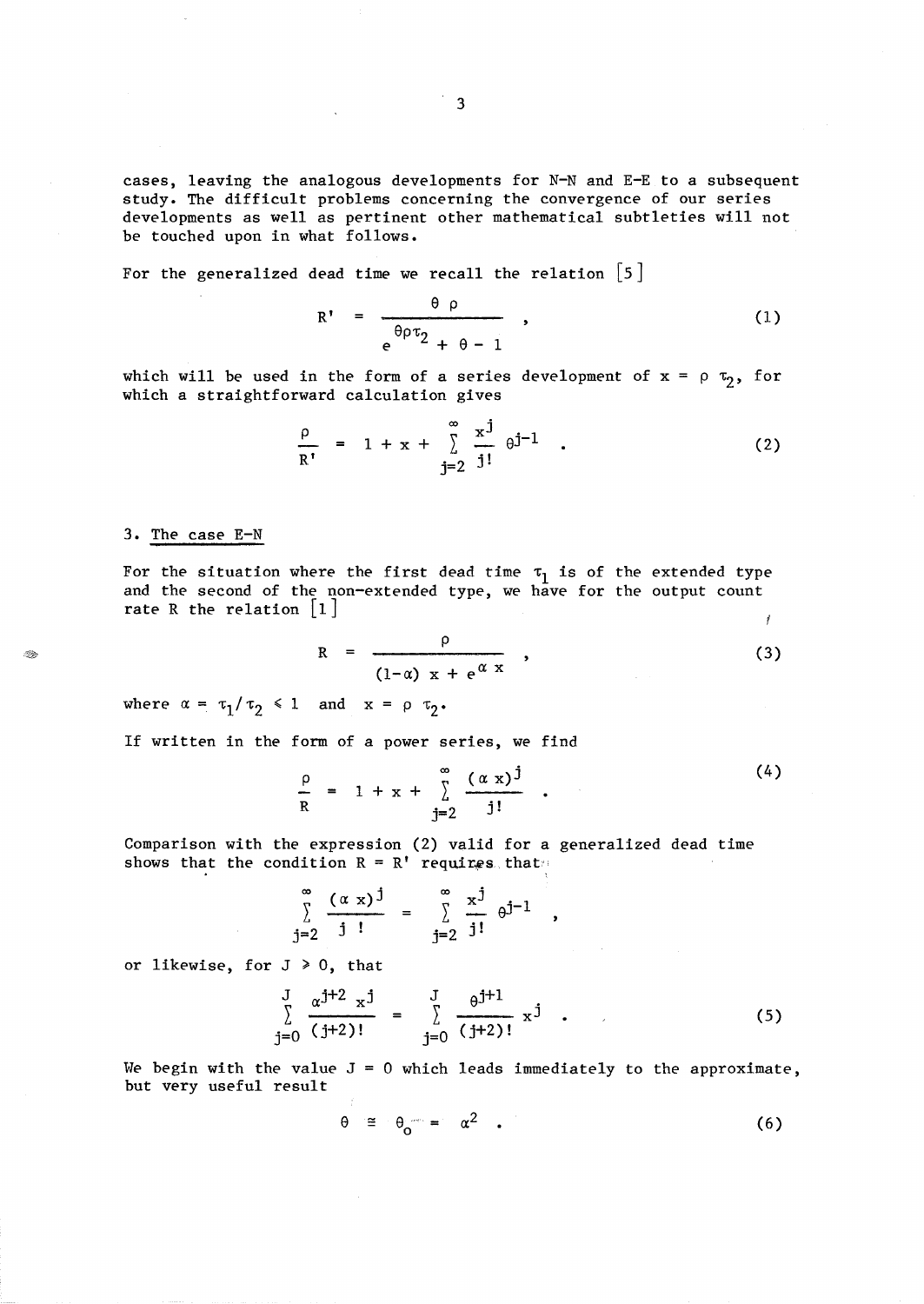cases, leaving the analogous developments for N-N and E-E to a subsequent study. The difficult problems concerning the convergence of our series developments as well as pertinent other mathematical subtleties will not be touched upon in what follows.

For the generalized dead time we recall the relation [5]

$$R' = \frac{\theta \rho}{e^{\theta \rho \tau_2} + \theta - 1} , \tag{1}$$

which will be used in the form of a series development of $x = \rho \tau_2$, for which a straightforward calculation gives

$$\frac{\rho}{R'} = 1 + x + \sum_{j=2}^{\infty} \frac{x^j}{j!} \theta^{j-1} . \tag{2}$$

## 3. The case E-N

For the situation where the first dead time $\tau_1$ is of the extended type and the second of the non-extended type, we have for the output count rate R the relation [1]

$$R = \frac{\rho}{(1-\alpha)\ x + e^{\alpha x}} , \tag{3}$$

where $\alpha = \tau_1/\tau_2 \leq 1$ and $x = \rho \tau_2$.

If written in the form of a power series, we find

$$\frac{\rho}{R} = 1 + x + \sum_{j=2}^{\infty} \frac{(\alpha x)^j}{j!} . \tag{4}$$

Comparison with the expression (2) valid for a generalized dead time shows that the condition $R = R'$ requires that

$$\sum_{j=2}^{\infty} \frac{(\alpha x)^j}{j\ !} = \sum_{j=2}^{\infty} \frac{x^j}{j!} \theta^{j-1} ,$$

or likewise, for $J \geq 0$, that

$$\sum_{j=0}^{J} \frac{\alpha^{j+2}\ x^j}{(j+2)!} = \sum_{j=0}^{J} \frac{\theta^{j+1}}{(j+2)!} x^j . \tag{5}$$

We begin with the value $J = 0$ which leads immediately to the approximate, but very useful result

$$\theta \cong \theta_0 = \alpha^2 . \tag{6}$$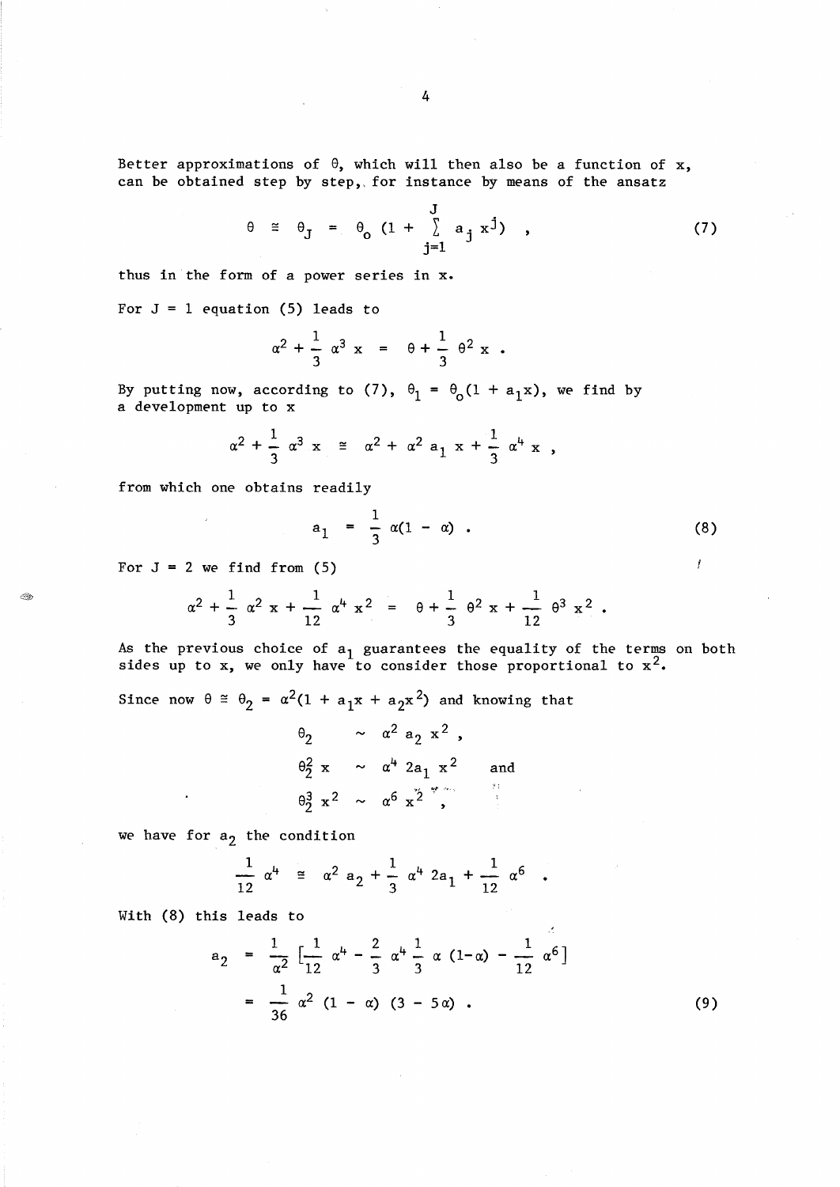Better approximations of $\theta$, which will then also be a function of x, can be obtained step by step, for instance by means of the ansatz

$$\theta \cong \theta_J = \theta_o (1 + \sum_{j=1}^{J} a_j x^j) \quad , \tag{7}$$

thus in the form of a power series in x.

For J = 1 equation (5) leads to

$$\alpha^2 + \frac{1}{3} \alpha^3 x = \theta + \frac{1}{3} \theta^2 x \; .$$

By putting now, according to (7), $\theta_1 = \theta_o(1 + a_1 x)$, we find by a development up to x

$$\alpha^2 + \frac{1}{3} \alpha^3 x \cong \alpha^2 + \alpha^2 a_1 x + \frac{1}{3} \alpha^4 x \; ,$$

from which one obtains readily

$$a_1 = \frac{1}{3} \alpha(1 - \alpha) \; . \tag{8}$$

For J = 2 we find from (5)

$$\alpha^2 + \frac{1}{3} \alpha^2 x + \frac{1}{12} \alpha^4 x^2 = \theta + \frac{1}{3} \theta^2 x + \frac{1}{12} \theta^3 x^2 \; .$$

As the previous choice of $a_1$ guarantees the equality of the terms on both sides up to x, we only have to consider those proportional to $x^2$.

Since now $\theta \cong \theta_2 = \alpha^2(1 + a_1 x + a_2 x^2)$ and knowing that

$$\theta_2 \sim \alpha^2 a_2 x^2 \; ,$$

$$\theta_2^2 x \sim \alpha^4 2a_1 x^2 \quad \text{and}$$

$$\theta_2^3 x^2 \sim \alpha^6 x^2 \; ,$$

we have for $a_2$ the condition

$$\frac{1}{12} \alpha^4 \cong \alpha^2 a_2 + \frac{1}{3} \alpha^4 2a_1 + \frac{1}{12} \alpha^6 \; .$$

With (8) this leads to

$$a_2 = \frac{1}{\alpha^2} \left[\frac{1}{12} \alpha^4 - \frac{2}{3} \alpha^4 \frac{1}{3} \alpha (1-\alpha) - \frac{1}{12} \alpha^6\right]$$

$$= \frac{1}{36} \alpha^2 (1 - \alpha) (3 - 5\alpha) \; . \tag{9}$$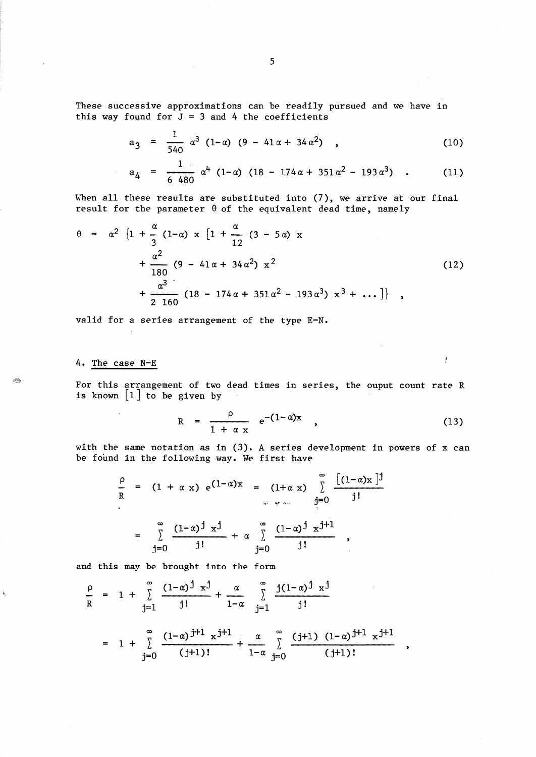These successive approximations can be readily pursued and we have in this way found for $J = 3$ and $4$ the coefficients

$$a_3 = \frac{1}{540}\,\alpha^3\,(1-\alpha)\,(9 - 41\alpha + 34\alpha^2) \quad , \tag{10}$$

$$a_4 = \frac{1}{6\,480}\,\alpha^4\,(1-\alpha)\,(18 - 174\alpha + 351\alpha^2 - 193\alpha^3) \quad . \tag{11}$$

When all these results are substituted into (7), we arrive at our final result for the parameter $\theta$ of the equivalent dead time, namely

$$\begin{aligned}\theta = \alpha^2\,\{1 + \frac{\alpha}{3}\,(1-\alpha)\,x\,[1 + \frac{\alpha}{12}\,(3 - 5\alpha)\,x \\ + \frac{\alpha^2}{180}\,(9 - 41\alpha + 34\alpha^2)\,x^2 \\ + \frac{\alpha^3}{2\,160}\,(18 - 174\alpha + 351\alpha^2 - 193\alpha^3)\,x^3 + \ldots]\} \quad ,\end{aligned} \tag{12}$$

valid for a series arrangement of the type E-N.

## 4. The case N-E

For this arrangement of two dead times in series, the ouput count rate R is known [1] to be given by

$$R = \frac{\rho}{1 + \alpha\,x}\,e^{-(1-\alpha)x} \quad , \tag{13}$$

with the same notation as in (3). A series development in powers of x can be found in the following way. We first have

$$\frac{\rho}{R} = (1 + \alpha\,x)\,e^{(1-\alpha)x} = (1+\alpha\,x)\,\sum_{j=0}^{\infty}\frac{[(1-\alpha)x\,]^j}{j!}$$

$$= \sum_{j=0}^{\infty}\frac{(1-\alpha)^j\,x^j}{j!} + \alpha\,\sum_{j=0}^{\infty}\frac{(1-\alpha)^j\,x^{j+1}}{j!} \quad ,$$

and this may be brought into the form

$$\frac{\rho}{R} = 1 + \sum_{j=1}^{\infty}\frac{(1-\alpha)^j\,x^j}{j!} + \frac{\alpha}{1-\alpha}\,\sum_{j=1}^{\infty}\frac{j(1-\alpha)^j\,x^j}{j!}$$

$$= 1 + \sum_{j=0}^{\infty}\frac{(1-\alpha)^{j+1}\,x^{j+1}}{(j+1)!} + \frac{\alpha}{1-\alpha}\,\sum_{j=0}^{\infty}\frac{(j+1)\,(1-\alpha)^{j+1}\,x^{j+1}}{(j+1)!} \quad ,$$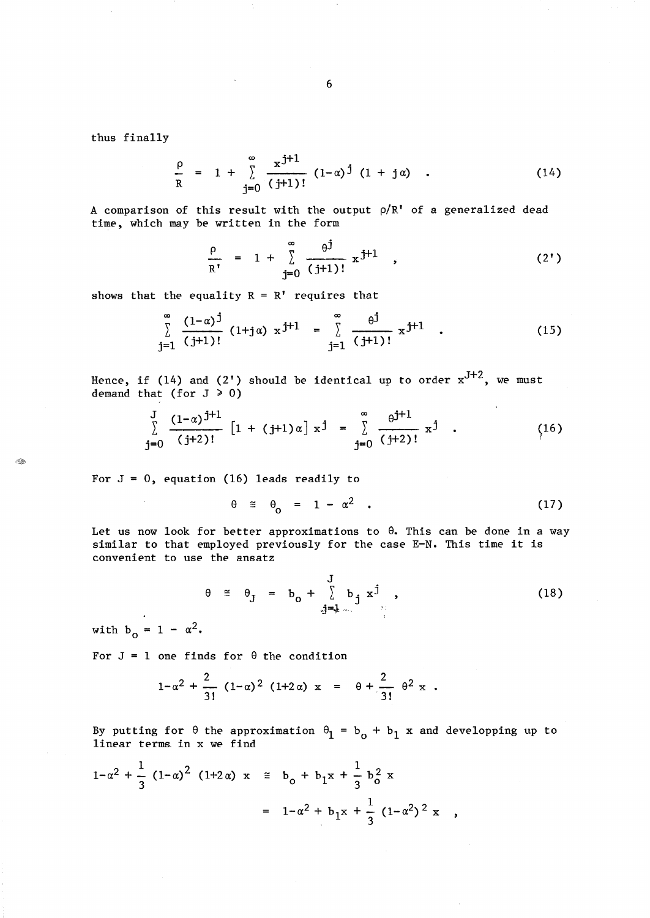thus finally

$$\frac{\rho}{R} = 1 + \sum_{j=0}^{\infty} \frac{x^{j+1}}{(j+1)!} (1-\alpha)^j (1 + j\alpha) \quad . \tag{14}$$

A comparison of this result with the output $\rho/R'$ of a generalized dead time, which may be written in the form

$$\frac{\rho}{R'} = 1 + \sum_{j=0}^{\infty} \frac{\theta^j}{(j+1)!} x^{j+1} \quad , \tag{2'}$$

shows that the equality $R = R'$ requires that

$$\sum_{j=1}^{\infty} \frac{(1-\alpha)^j}{(j+1)!} (1+j\alpha) \, x^{j+1} = \sum_{j=1}^{\infty} \frac{\theta^j}{(j+1)!} x^{j+1} \quad . \tag{15}$$

Hence, if (14) and (2') should be identical up to order $x^{J+2}$, we must demand that (for $J \geq 0$)

$$\sum_{j=0}^{J} \frac{(1-\alpha)^{j+1}}{(j+2)!} \left[1 + (j+1)\alpha\right] x^j = \sum_{j=0}^{\infty} \frac{\theta^{j+1}}{(j+2)!} x^j \quad . \tag{16}$$

For $J = 0$, equation (16) leads readily to

$$\theta \cong \theta_o = 1 - \alpha^2 \quad . \tag{17}$$

Let us now look for better approximations to $\theta$. This can be done in a way similar to that employed previously for the case E-N. This time it is convenient to use the ansatz

$$\theta \cong \theta_J = b_o + \sum_{j=1}^{J} b_j x^j \quad , \tag{18}$$

with $b_o = 1 - \alpha^2$.

For $J = 1$ one finds for $\theta$ the condition

$$1-\alpha^2 + \frac{2}{3!} (1-\alpha)^2 (1+2\alpha) \, x = \theta + \frac{2}{3!} \theta^2 x \; .$$

By putting for $\theta$ the approximation $\theta_1 = b_o + b_1 x$ and developping up to linear terms in x we find

$$\begin{aligned} 1-\alpha^2 + \frac{1}{3} (1-\alpha)^2 (1+2\alpha) \, x &\cong b_o + b_1 x + \frac{1}{3} b_o^2 \, x \\ &= 1-\alpha^2 + b_1 x + \frac{1}{3} (1-\alpha^2)^2 \, x \quad , \end{aligned}$$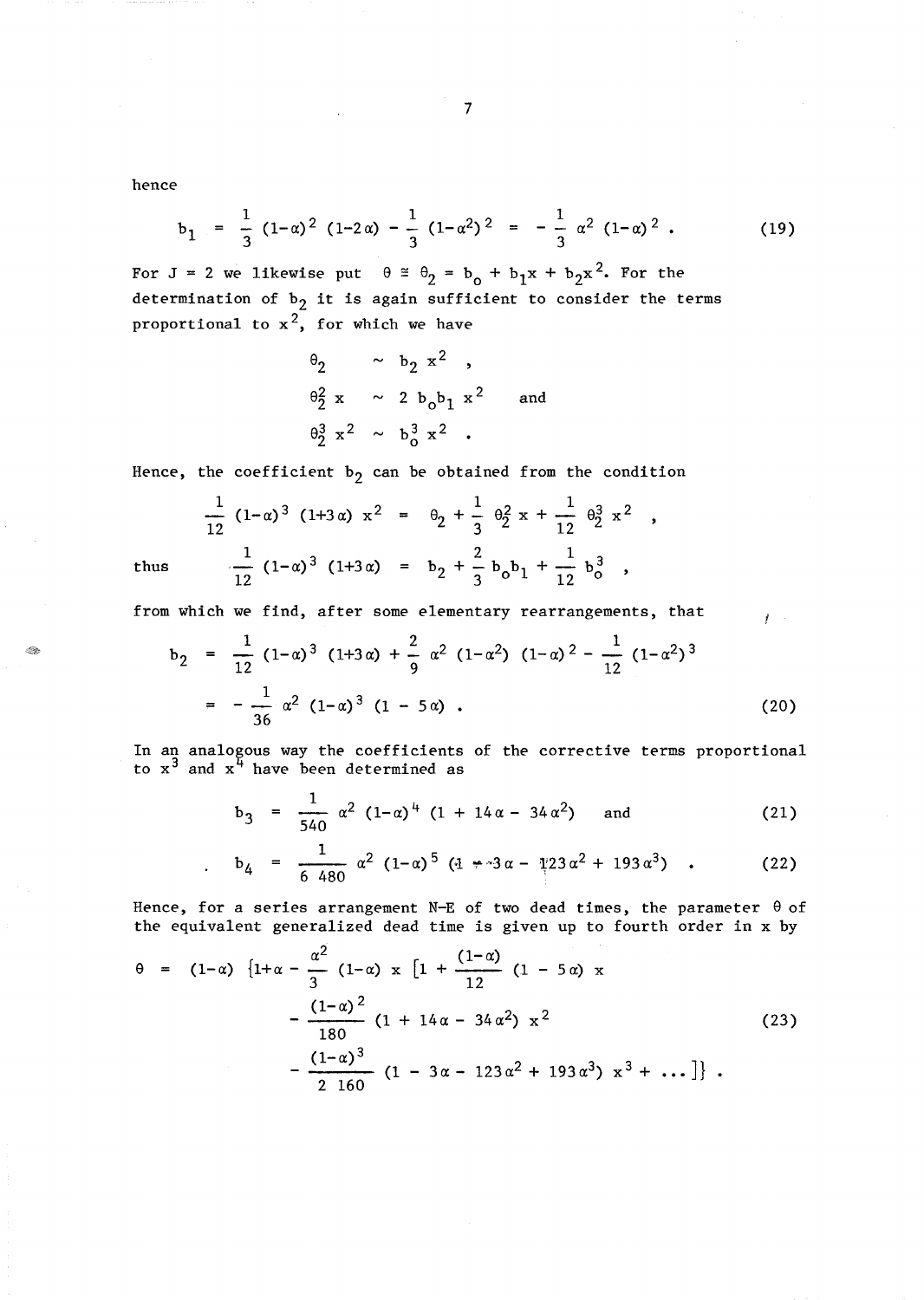hence

$$b_1 = \frac{1}{3}(1-\alpha)^2 (1-2\alpha) - \frac{1}{3}(1-\alpha^2)^2 = -\frac{1}{3}\alpha^2(1-\alpha)^2 . \tag{19}$$

For $J = 2$ we likewise put $\theta \cong \theta_2 = b_o + b_1 x + b_2 x^2$. For the determination of $b_2$ it is again sufficient to consider the terms proportional to $x^2$, for which we have

$$\theta_2 \sim b_2 x^2 ,$$

$$\theta_2^2 x \sim 2 b_o b_1 x^2 \quad \text{and}$$

$$\theta_2^3 x^2 \sim b_o^3 x^2 .$$

Hence, the coefficient $b_2$ can be obtained from the condition

$$\frac{1}{12}(1-\alpha)^3 (1+3\alpha) x^2 = \theta_2 + \frac{1}{3}\theta_2^2 x + \frac{1}{12}\theta_2^3 x^2 ,$$

thus

$$\frac{1}{12}(1-\alpha)^3 (1+3\alpha) = b_2 + \frac{2}{3} b_o b_1 + \frac{1}{12} b_o^3 ,$$

from which we find, after some elementary rearrangements, that

$$\begin{aligned} b_2 &= \frac{1}{12}(1-\alpha)^3 (1+3\alpha) + \frac{2}{9}\alpha^2 (1-\alpha^2)(1-\alpha)^2 - \frac{1}{12}(1-\alpha^2)^3 \\ &= -\frac{1}{36}\alpha^2 (1-\alpha)^3 (1-5\alpha) . \end{aligned} \tag{20}$$

In an analogous way the coefficients of the corrective terms proportional to $x^3$ and $x^4$ have been determined as

$$b_3 = \frac{1}{540}\alpha^2 (1-\alpha)^4 (1 + 14\alpha - 34\alpha^2) \quad \text{and} \tag{21}$$

$$b_4 = \frac{1}{6\,480}\alpha^2 (1-\alpha)^5 (1 - 3\alpha - 123\alpha^2 + 193\alpha^3) . \tag{22}$$

Hence, for a series arrangement N-E of two dead times, the parameter $\theta$ of the equivalent generalized dead time is given up to fourth order in x by

$$\begin{aligned} \theta = (1-\alpha) \Big\{1+\alpha - \frac{\alpha^2}{3}(1-\alpha)\, x \Big[1 &+ \frac{(1-\alpha)}{12}(1-5\alpha)\, x \\ &- \frac{(1-\alpha)^2}{180}(1 + 14\alpha - 34\alpha^2)\, x^2 \\ &- \frac{(1-\alpha)^3}{2\,160}(1 - 3\alpha - 123\alpha^2 + 193\alpha^3)\, x^3 + \dots \Big]\Big\} . \end{aligned} \tag{23}$$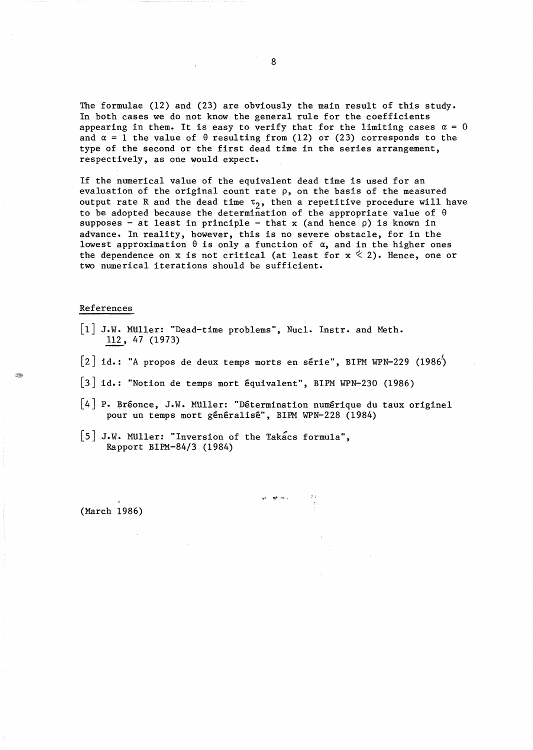The formulae (12) and (23) are obviously the main result of this study. In both cases we do not know the general rule for the coefficients appearing in them. It is easy to verify that for the limiting cases $\alpha = 0$ and $\alpha = 1$ the value of $\theta$ resulting from (12) or (23) corresponds to the type of the second or the first dead time in the series arrangement, respectively, as one would expect.

If the numerical value of the equivalent dead time is used for an evaluation of the original count rate $\rho$, on the basis of the measured output rate R and the dead time $\tau_2$, then a repetitive procedure will have to be adopted because the determination of the appropriate value of $\theta$ supposes - at least in principle - that x (and hence $\rho$) is known in advance. In reality, however, this is no severe obstacle, for in the lowest approximation $\theta$ is only a function of $\alpha$, and in the higher ones the dependence on x is not critical (at least for $x \lesssim 2$). Hence, one or two numerical iterations should be sufficient.

## References

[1] J.W. Müller: "Dead-time problems", Nucl. Instr. and Meth. 112, 47 (1973)

[2] id.: "A propos de deux temps morts en série", BIPM WPN-229 (1986)

[3] id.: "Notion de temps mort équivalent", BIPM WPN-230 (1986)

[4] P. Bréonce, J.W. Müller: "Détermination numérique du taux originel pour un temps mort généralisé", BIPM WPN-228 (1984)

[5] J.W. Müller: "Inversion of the Takács formula", Rapport BIPM-84/3 (1984)

(March 1986)